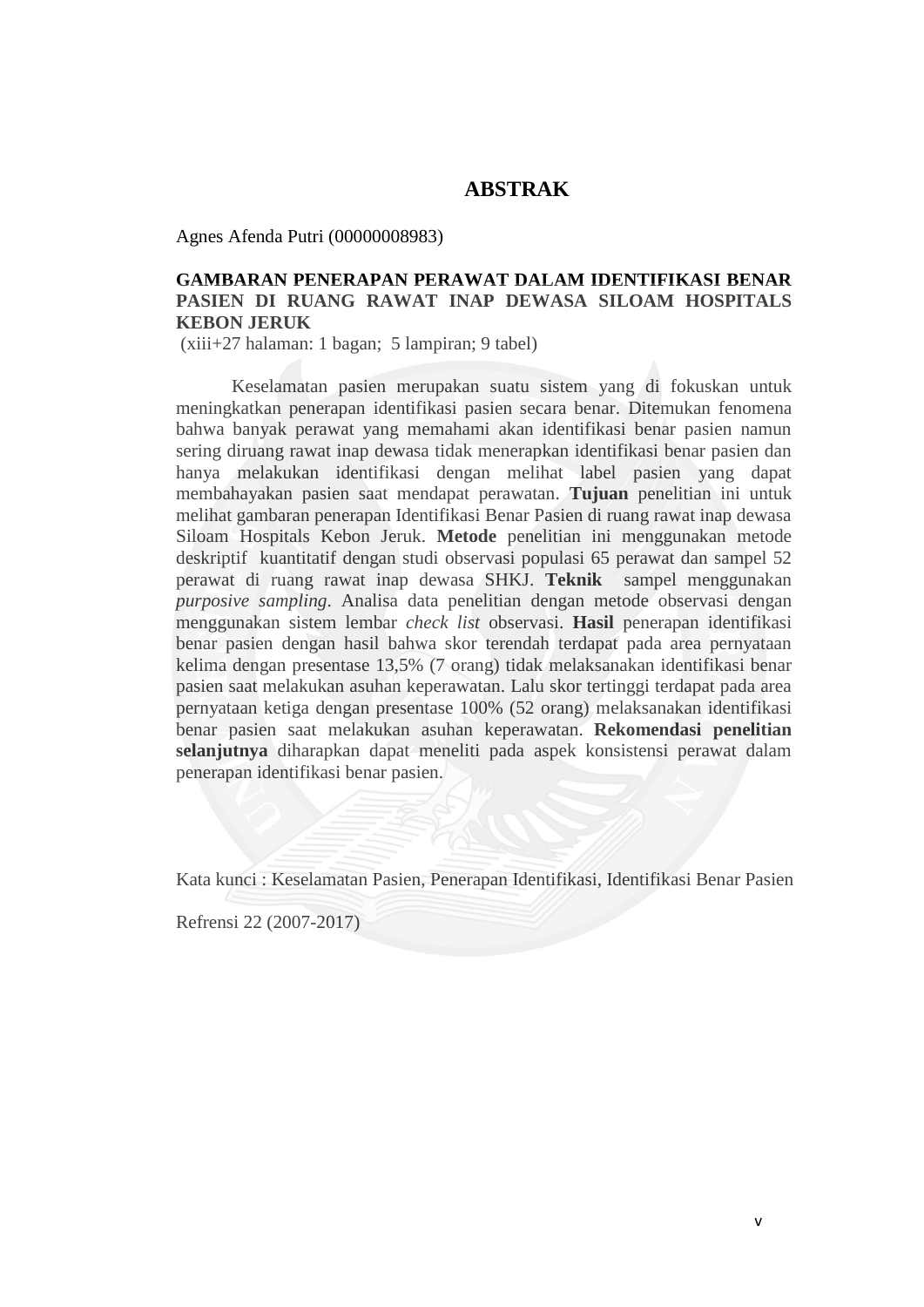# ABSTRAK

Agnes Afenda Putri (00000008983)

**GAMBARAN PENERAPAN PERAWAT DALAM IDENTIFIKASI BENAR PASIEN DI RUANG RAWAT INAP DEWASA SILOAM HOSPITALS KEBON JERUK**

(xiii+27 halaman: 1 bagan; 5 lampiran; 9 tabel)

Keselamatan pasien merupakan suatu sistem yang di fokuskan untuk meningkatkan penerapan identifikasi pasien secara benar. Ditemukan fenomena bahwa banyak perawat yang memahami akan identifikasi benar pasien namun sering diruang rawat inap dewasa tidak menerapkan identifikasi benar pasien dan hanya melakukan identifikasi dengan melihat label pasien yang dapat membahayakan pasien saat mendapat perawatan. **Tujuan** penelitian ini untuk melihat gambaran penerapan Identifikasi Benar Pasien di ruang rawat inap dewasa Siloam Hospitals Kebon Jeruk. **Metode** penelitian ini menggunakan metode deskriptif kuantitatif dengan studi observasi populasi 65 perawat dan sampel 52 perawat di ruang rawat inap dewasa SHKJ. **Teknik** sampel menggunakan *purposive sampling*. Analisa data penelitian dengan metode observasi dengan menggunakan sistem lembar *check list* observasi. **Hasil** penerapan identifikasi benar pasien dengan hasil bahwa skor terendah terdapat pada area pernyataan kelima dengan presentase 13,5% (7 orang) tidak melaksanakan identifikasi benar pasien saat melakukan asuhan keperawatan. Lalu skor tertinggi terdapat pada area pernyataan ketiga dengan presentase 100% (52 orang) melaksanakan identifikasi benar pasien saat melakukan asuhan keperawatan. **Rekomendasi penelitian selanjutnya** diharapkan dapat meneliti pada aspek konsistensi perawat dalam penerapan identifikasi benar pasien.

Kata kunci : Keselamatan Pasien, Penerapan Identifikasi, Identifikasi Benar Pasien

Refrensi 22 (2007-2017)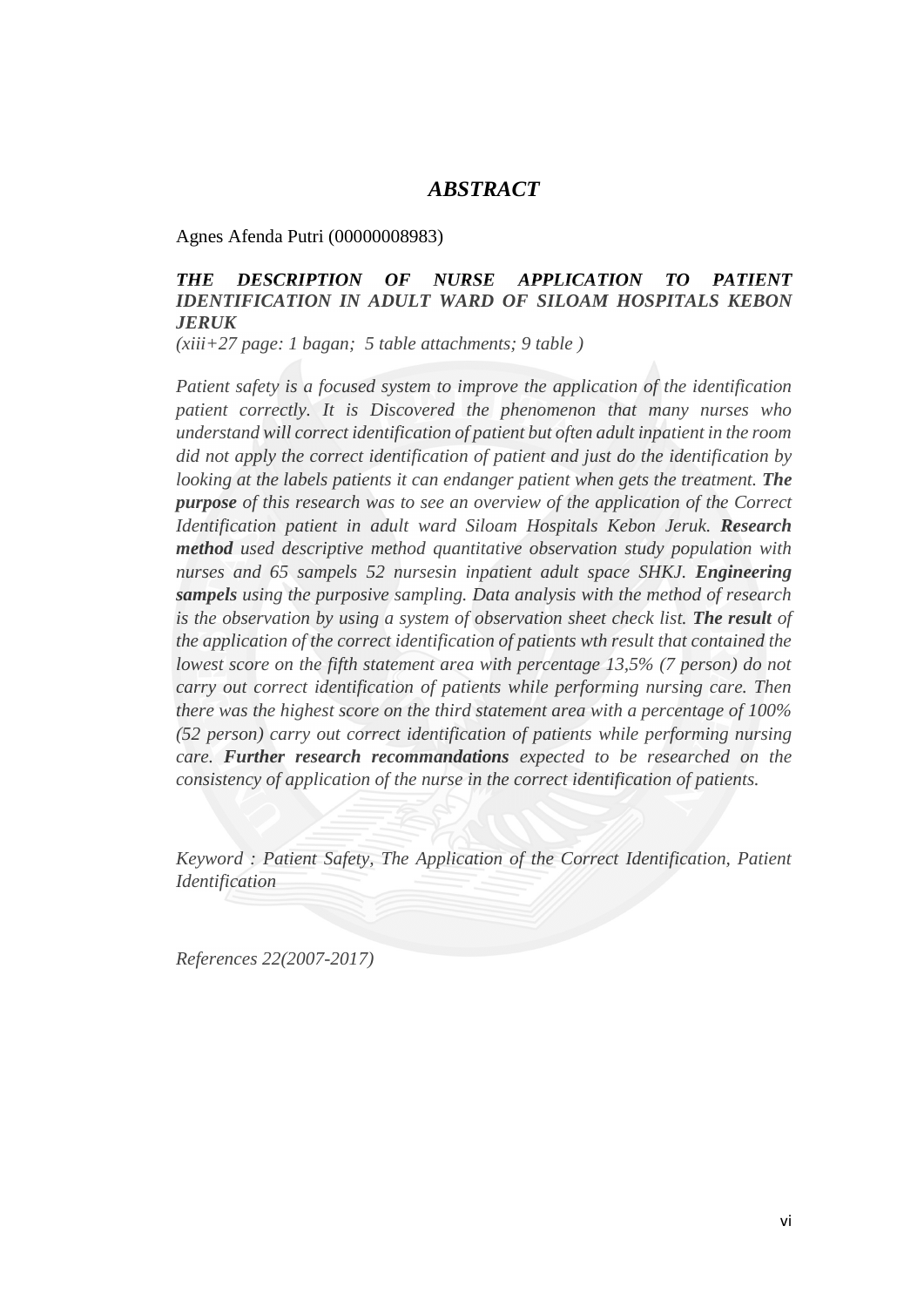# *ABSTRACT*

Agnes Afenda Putri (00000008983)

***THE DESCRIPTION OF NURSE APPLICATION TO PATIENT IDENTIFICATION IN ADULT WARD OF SILOAM HOSPITALS KEBON JERUK***

*(xiii+27 page: 1 bagan; 5 table attachments; 9 table )*

*Patient safety is a focused system to improve the application of the identification patient correctly. It is Discovered the phenomenon that many nurses who understand will correct identification of patient but often adult inpatient in the room did not apply the correct identification of patient and just do the identification by looking at the labels patients it can endanger patient when gets the treatment.* ***The purpose*** *of this research was to see an overview of the application of the Correct Identification patient in adult ward Siloam Hospitals Kebon Jeruk.* ***Research method*** *used descriptive method quantitative observation study population with nurses and 65 sampels 52 nursesin inpatient adult space SHKJ.* ***Engineering sampels*** *using the purposive sampling. Data analysis with the method of research is the observation by using a system of observation sheet check list.* ***The result*** *of the application of the correct identification of patients wth result that contained the lowest score on the fifth statement area with percentage 13,5% (7 person) do not carry out correct identification of patients while performing nursing care. Then there was the highest score on the third statement area with a percentage of 100% (52 person) carry out correct identification of patients while performing nursing care.* ***Further research recommandations*** *expected to be researched on the consistency of application of the nurse in the correct identification of patients.*

*Keyword : Patient Safety, The Application of the Correct Identification, Patient Identification*

*References 22(2007-2017)*